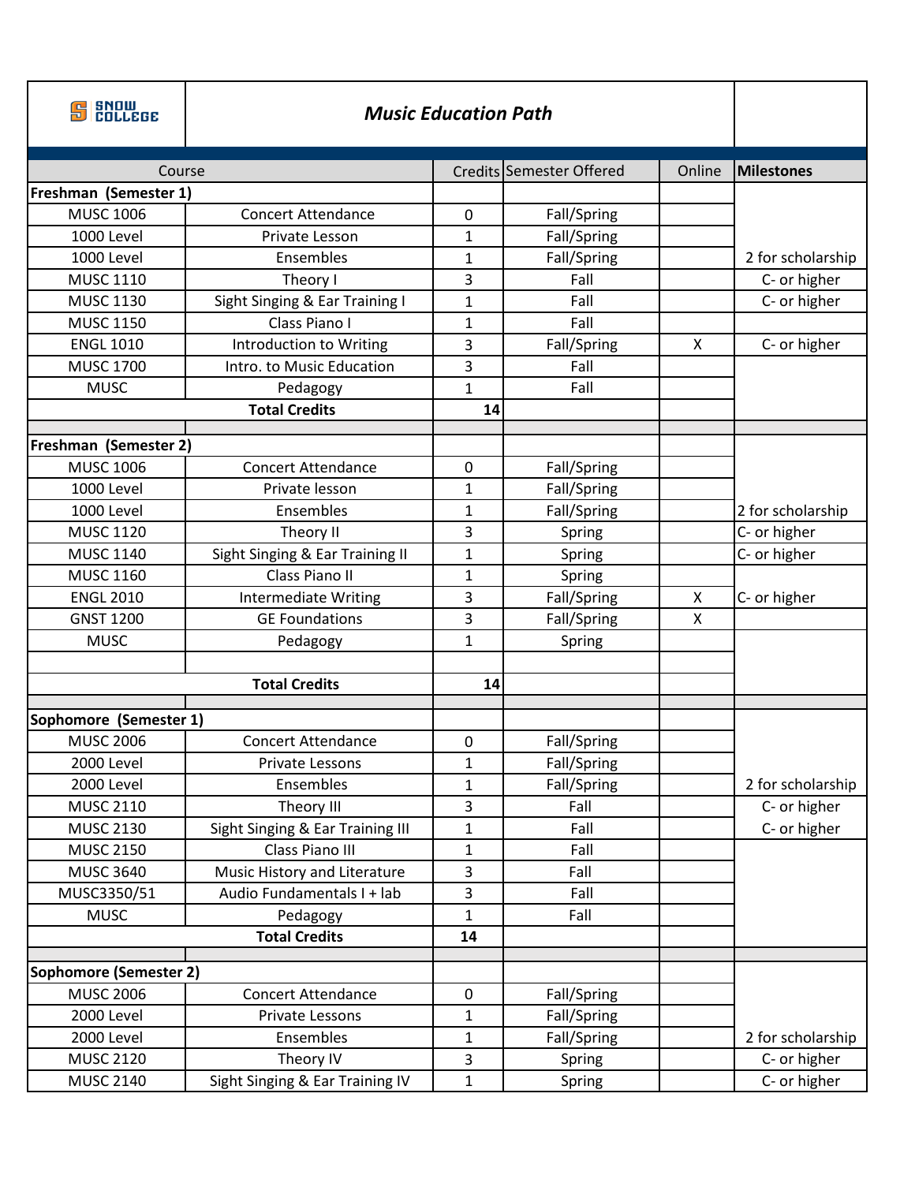# Music Education Path

| Course | | Credits | Semester Offered | Online | Milestones |
|---|---|---|---|---|---|
| **Freshman (Semester 1)** | | | | | |
| MUSC 1006 | Concert Attendance | 0 | Fall/Spring | | |
| 1000 Level | Private Lesson | 1 | Fall/Spring | | |
| 1000 Level | Ensembles | 1 | Fall/Spring | | 2 for scholarship |
| MUSC 1110 | Theory I | 3 | Fall | | C- or higher |
| MUSC 1130 | Sight Singing & Ear Training I | 1 | Fall | | C- or higher |
| MUSC 1150 | Class Piano I | 1 | Fall | | |
| ENGL 1010 | Introduction to Writing | 3 | Fall/Spring | X | C- or higher |
| MUSC 1700 | Intro. to Music Education | 3 | Fall | | |
| MUSC | Pedagogy | 1 | Fall | | |
| | **Total Credits** | **14** | | | |
| | | | | | |
| **Freshman (Semester 2)** | | | | | |
| MUSC 1006 | Concert Attendance | 0 | Fall/Spring | | |
| 1000 Level | Private lesson | 1 | Fall/Spring | | |
| 1000 Level | Ensembles | 1 | Fall/Spring | | 2 for scholarship |
| MUSC 1120 | Theory II | 3 | Spring | | C- or higher |
| MUSC 1140 | Sight Singing & Ear Training II | 1 | Spring | | C- or higher |
| MUSC 1160 | Class Piano II | 1 | Spring | | |
| ENGL 2010 | Intermediate Writing | 3 | Fall/Spring | X | C- or higher |
| GNST 1200 | GE Foundations | 3 | Fall/Spring | X | |
| MUSC | Pedagogy | 1 | Spring | | |
| | | | | | |
| | **Total Credits** | **14** | | | |
| | | | | | |
| **Sophomore (Semester 1)** | | | | | |
| MUSC 2006 | Concert Attendance | 0 | Fall/Spring | | |
| 2000 Level | Private Lessons | 1 | Fall/Spring | | |
| 2000 Level | Ensembles | 1 | Fall/Spring | | 2 for scholarship |
| MUSC 2110 | Theory III | 3 | Fall | | C- or higher |
| MUSC 2130 | Sight Singing & Ear Training III | 1 | Fall | | C- or higher |
| MUSC 2150 | Class Piano III | 1 | Fall | | |
| MUSC 3640 | Music History and Literature | 3 | Fall | | |
| MUSC3350/51 | Audio Fundamentals I + lab | 3 | Fall | | |
| MUSC | Pedagogy | 1 | Fall | | |
| | **Total Credits** | **14** | | | |
| | | | | | |
| **Sophomore (Semester 2)** | | | | | |
| MUSC 2006 | Concert Attendance | 0 | Fall/Spring | | |
| 2000 Level | Private Lessons | 1 | Fall/Spring | | |
| 2000 Level | Ensembles | 1 | Fall/Spring | | 2 for scholarship |
| MUSC 2120 | Theory IV | 3 | Spring | | C- or higher |
| MUSC 2140 | Sight Singing & Ear Training IV | 1 | Spring | | C- or higher |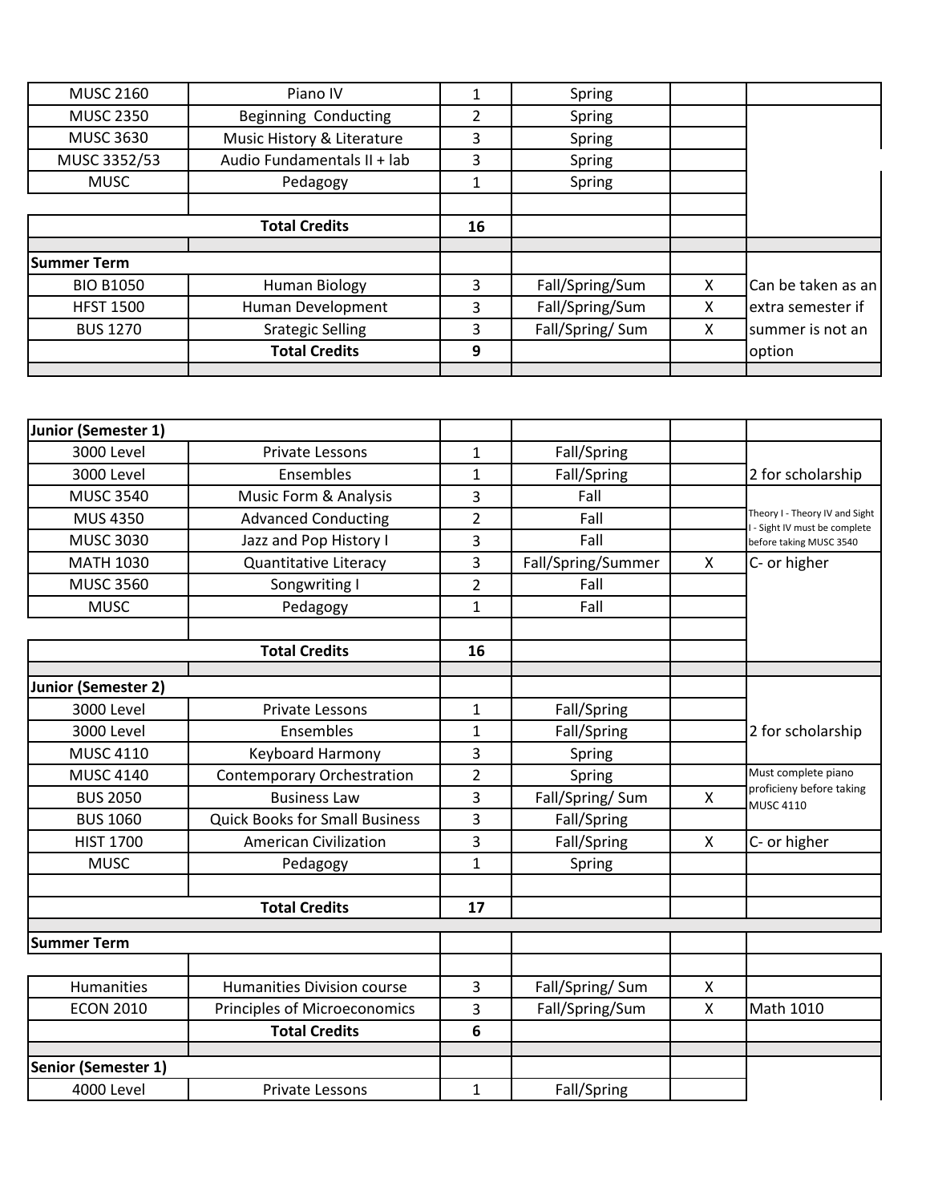| | | | | | |
|---|---|---|---|---|---|
| MUSC 2160 | Piano IV | 1 | Spring | | |
| MUSC 2350 | Beginning Conducting | 2 | Spring | | |
| MUSC 3630 | Music History & Literature | 3 | Spring | | |
| MUSC 3352/53 | Audio Fundamentals II + lab | 3 | Spring | | |
| MUSC | Pedagogy | 1 | Spring | | |
| | | | | | |
| | **Total Credits** | **16** | | | |
| | | | | | |
| **Summer Term** | | | | | |
| BIO B1050 | Human Biology | 3 | Fall/Spring/Sum | X | Can be taken as an extra semester if summer is not an option |
| HFST 1500 | Human Development | 3 | Fall/Spring/Sum | X | |
| BUS 1270 | Srategic Selling | 3 | Fall/Spring/ Sum | X | |
| | **Total Credits** | **9** | | | |

| | | | | | |
|---|---|---|---|---|---|
| **Junior (Semester 1)** | | | | | |
| 3000 Level | Private Lessons | 1 | Fall/Spring | | 2 for scholarship |
| 3000 Level | Ensembles | 1 | Fall/Spring | | |
| MUSC 3540 | Music Form & Analysis | 3 | Fall | | Theory I - Theory IV and Sight I - Sight IV must be complete before taking MUSC 3540 |
| MUS 4350 | Advanced Conducting | 2 | Fall | | |
| MUSC 3030 | Jazz and Pop History I | 3 | Fall | | |
| MATH 1030 | Quantitative Literacy | 3 | Fall/Spring/Summer | X | C- or higher |
| MUSC 3560 | Songwriting I | 2 | Fall | | |
| MUSC | Pedagogy | 1 | Fall | | |
| | | | | | |
| | **Total Credits** | **16** | | | |
| | | | | | |
| **Junior (Semester 2)** | | | | | |
| 3000 Level | Private Lessons | 1 | Fall/Spring | | 2 for scholarship |
| 3000 Level | Ensembles | 1 | Fall/Spring | | |
| MUSC 4110 | Keyboard Harmony | 3 | Spring | | Must complete piano proficieny before taking MUSC 4110 |
| MUSC 4140 | Contemporary Orchestration | 2 | Spring | | |
| BUS 2050 | Business Law | 3 | Fall/Spring/ Sum | X | |
| BUS 1060 | Quick Books for Small Business | 3 | Fall/Spring | | |
| HIST 1700 | American Civilization | 3 | Fall/Spring | X | C- or higher |
| MUSC | Pedagogy | 1 | Spring | | |
| | | | | | |
| | **Total Credits** | **17** | | | |
| | | | | | |
| **Summer Term** | | | | | |
| | | | | | |
| Humanities | Humanities Division course | 3 | Fall/Spring/ Sum | X | |
| ECON 2010 | Principles of Microeconomics | 3 | Fall/Spring/Sum | X | Math 1010 |
| | **Total Credits** | **6** | | | |
| | | | | | |
| **Senior (Semester 1)** | | | | | |
| 4000 Level | Private Lessons | 1 | Fall/Spring | | |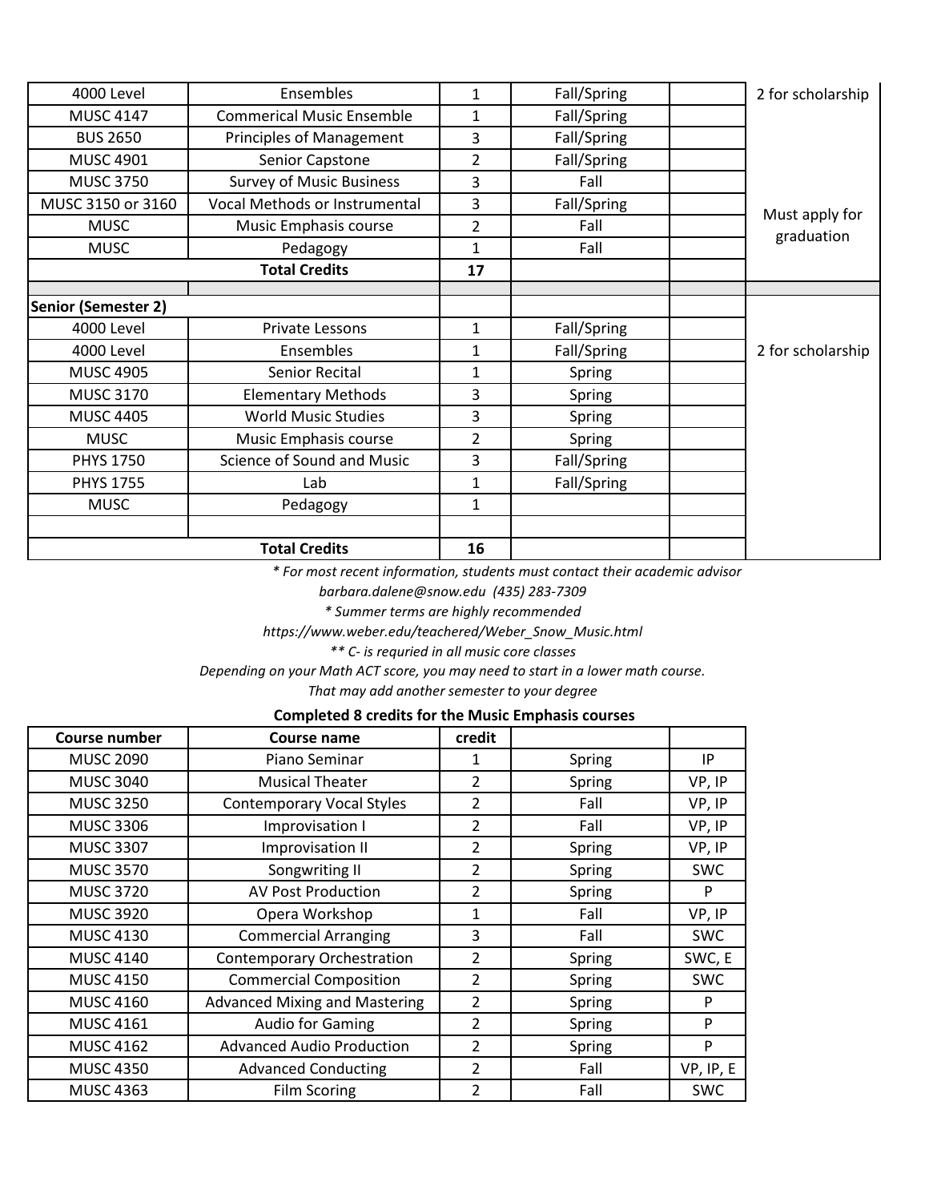| 4000 Level | Ensembles | 1 | Fall/Spring | | 2 for scholarship |
|---|---|---|---|---|---|
| MUSC 4147 | Commerical Music Ensemble | 1 | Fall/Spring | | |
| BUS 2650 | Principles of Management | 3 | Fall/Spring | | |
| MUSC 4901 | Senior Capstone | 2 | Fall/Spring | | |
| MUSC 3750 | Survey of Music Business | 3 | Fall | | |
| MUSC 3150 or 3160 | Vocal Methods or Instrumental | 3 | Fall/Spring | | Must apply for graduation |
| MUSC | Music Emphasis course | 2 | Fall | | |
| MUSC | Pedagogy | 1 | Fall | | |
| **Total Credits** | | **17** | | | |
| | | | | | |
| **Senior (Semester 2)** | | | | | |
| 4000 Level | Private Lessons | 1 | Fall/Spring | | |
| 4000 Level | Ensembles | 1 | Fall/Spring | | 2 for scholarship |
| MUSC 4905 | Senior Recital | 1 | Spring | | |
| MUSC 3170 | Elementary Methods | 3 | Spring | | |
| MUSC 4405 | World Music Studies | 3 | Spring | | |
| MUSC | Music Emphasis course | 2 | Spring | | |
| PHYS 1750 | Science of Sound and Music | 3 | Fall/Spring | | |
| PHYS 1755 | Lab | 1 | Fall/Spring | | |
| MUSC | Pedagogy | 1 | | | |
| | | | | | |
| **Total Credits** | | **16** | | | |

*\* For most recent information, students must contact their academic advisor*

*barbara.dalene@snow.edu (435) 283-7309*

*\* Summer terms are highly recommended*

*https://www.weber.edu/teachered/Weber_Snow_Music.html*

*\*\* C- is requried in all music core classes*

*Depending on your Math ACT score, you may need to start in a lower math course.*

*That may add another semester to your degree*

**Completed 8 credits for the Music Emphasis courses**

| Course number | Course name | credit | | |
|---|---|---|---|---|
| MUSC 2090 | Piano Seminar | 1 | Spring | IP |
| MUSC 3040 | Musical Theater | 2 | Spring | VP, IP |
| MUSC 3250 | Contemporary Vocal Styles | 2 | Fall | VP, IP |
| MUSC 3306 | Improvisation I | 2 | Fall | VP, IP |
| MUSC 3307 | Improvisation II | 2 | Spring | VP, IP |
| MUSC 3570 | Songwriting II | 2 | Spring | SWC |
| MUSC 3720 | AV Post Production | 2 | Spring | P |
| MUSC 3920 | Opera Workshop | 1 | Fall | VP, IP |
| MUSC 4130 | Commercial Arranging | 3 | Fall | SWC |
| MUSC 4140 | Contemporary Orchestration | 2 | Spring | SWC, E |
| MUSC 4150 | Commercial Composition | 2 | Spring | SWC |
| MUSC 4160 | Advanced Mixing and Mastering | 2 | Spring | P |
| MUSC 4161 | Audio for Gaming | 2 | Spring | P |
| MUSC 4162 | Advanced Audio Production | 2 | Spring | P |
| MUSC 4350 | Advanced Conducting | 2 | Fall | VP, IP, E |
| MUSC 4363 | Film Scoring | 2 | Fall | SWC |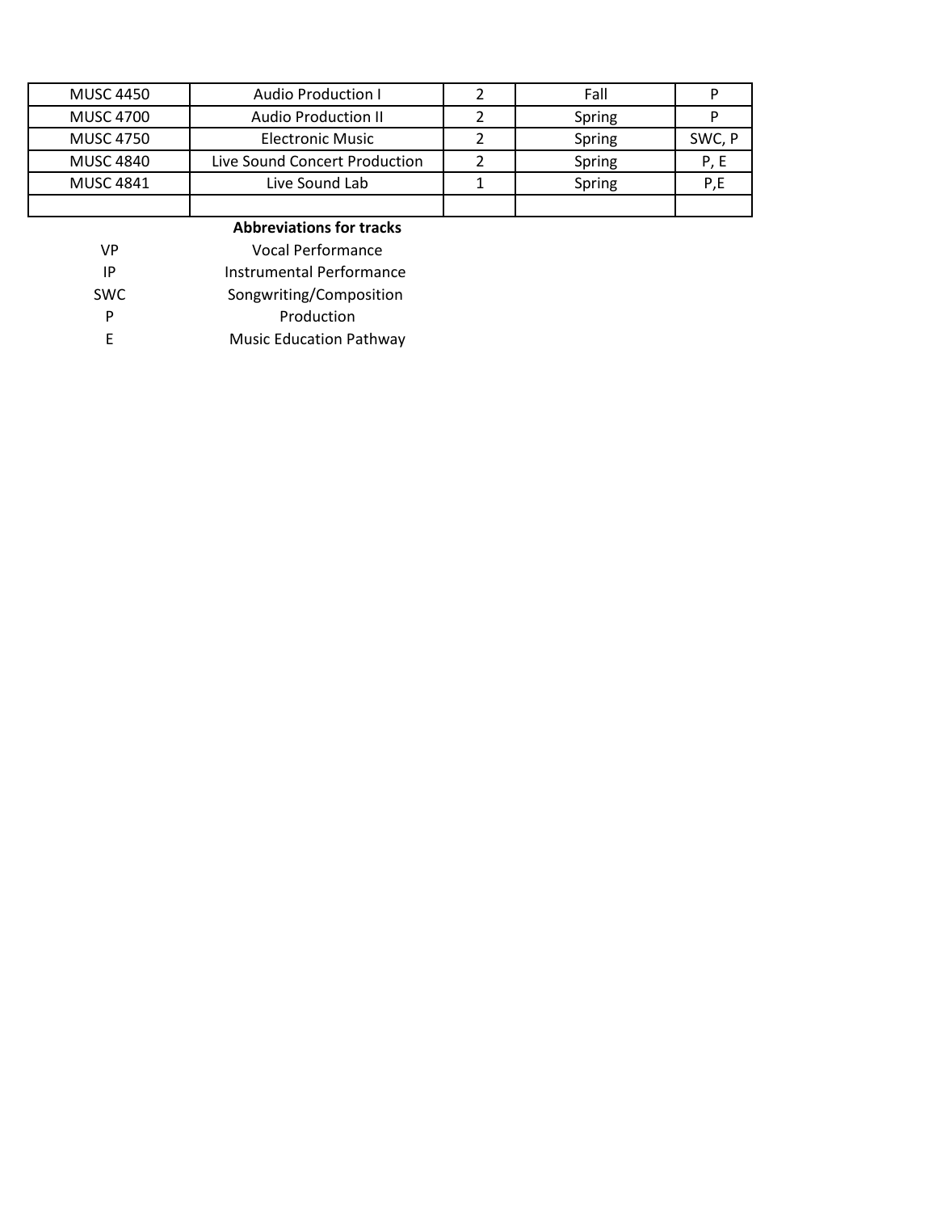| | | | | |
|---|---|---|---|---|
| MUSC 4450 | Audio Production I | 2 | Fall | P |
| MUSC 4700 | Audio Production II | 2 | Spring | P |
| MUSC 4750 | Electronic Music | 2 | Spring | SWC, P |
| MUSC 4840 | Live Sound Concert Production | 2 | Spring | P, E |
| MUSC 4841 | Live Sound Lab | 1 | Spring | P,E |
| | | | | |

**Abbreviations for tracks**

| | |
|---|---|
| VP | Vocal Performance |
| IP | Instrumental Performance |
| SWC | Songwriting/Composition |
| P | Production |
| E | Music Education Pathway |